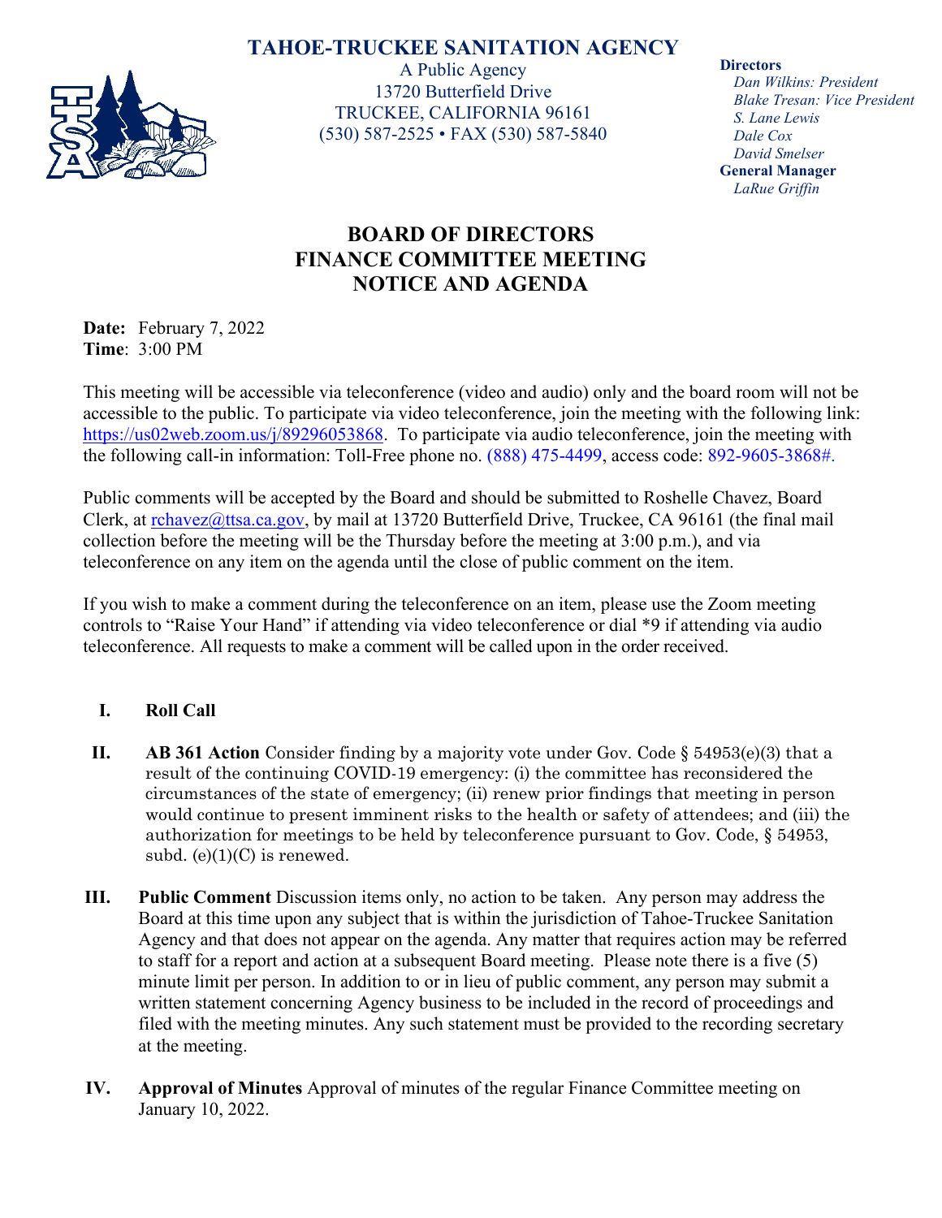# TAHOE-TRUCKEE SANITATION AGENCY

A Public Agency
13720 Butterfield Drive
TRUCKEE, CALIFORNIA 96161
(530) 587-2525 • FAX (530) 587-5840

**Directors**
*Dan Wilkins: President*
*Blake Tresan: Vice President*
*S. Lane Lewis*
*Dale Cox*
*David Smelser*
**General Manager**
*LaRue Griffin*

## BOARD OF DIRECTORS
## FINANCE COMMITTEE MEETING
## NOTICE AND AGENDA

**Date:** February 7, 2022
**Time**: 3:00 PM

This meeting will be accessible via teleconference (video and audio) only and the board room will not be accessible to the public. To participate via video teleconference, join the meeting with the following link: https://us02web.zoom.us/j/89296053868. To participate via audio teleconference, join the meeting with the following call-in information: Toll-Free phone no. (888) 475-4499, access code: 892-9605-3868#.

Public comments will be accepted by the Board and should be submitted to Roshelle Chavez, Board Clerk, at rchavez@ttsa.ca.gov, by mail at 13720 Butterfield Drive, Truckee, CA 96161 (the final mail collection before the meeting will be the Thursday before the meeting at 3:00 p.m.), and via teleconference on any item on the agenda until the close of public comment on the item.

If you wish to make a comment during the teleconference on an item, please use the Zoom meeting controls to "Raise Your Hand" if attending via video teleconference or dial *9 if attending via audio teleconference. All requests to make a comment will be called upon in the order received.

**I. Roll Call**

**II. AB 361 Action** Consider finding by a majority vote under Gov. Code § 54953(e)(3) that a result of the continuing COVID-19 emergency: (i) the committee has reconsidered the circumstances of the state of emergency; (ii) renew prior findings that meeting in person would continue to present imminent risks to the health or safety of attendees; and (iii) the authorization for meetings to be held by teleconference pursuant to Gov. Code, § 54953, subd. (e)(1)(C) is renewed.

**III. Public Comment** Discussion items only, no action to be taken. Any person may address the Board at this time upon any subject that is within the jurisdiction of Tahoe-Truckee Sanitation Agency and that does not appear on the agenda. Any matter that requires action may be referred to staff for a report and action at a subsequent Board meeting. Please note there is a five (5) minute limit per person. In addition to or in lieu of public comment, any person may submit a written statement concerning Agency business to be included in the record of proceedings and filed with the meeting minutes. Any such statement must be provided to the recording secretary at the meeting.

**IV. Approval of Minutes** Approval of minutes of the regular Finance Committee meeting on January 10, 2022.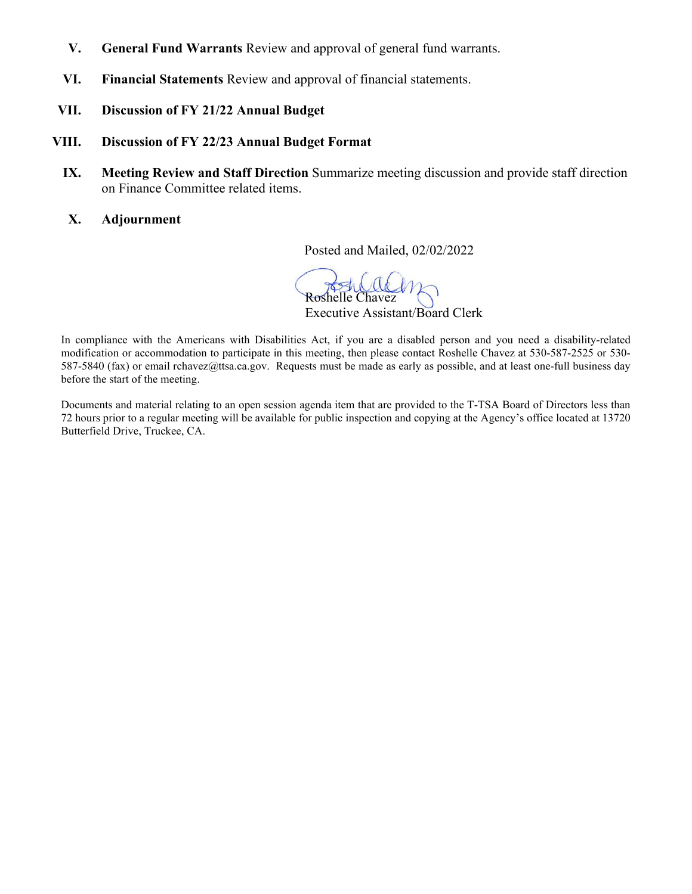V. **General Fund Warrants** Review and approval of general fund warrants.

VI. **Financial Statements** Review and approval of financial statements.

VII. **Discussion of FY 21/22 Annual Budget**

VIII. **Discussion of FY 22/23 Annual Budget Format**

IX. **Meeting Review and Staff Direction** Summarize meeting discussion and provide staff direction on Finance Committee related items.

X. **Adjournment**

Posted and Mailed, 02/02/2022

Roshelle Chavez
Executive Assistant/Board Clerk

In compliance with the Americans with Disabilities Act, if you are a disabled person and you need a disability-related modification or accommodation to participate in this meeting, then please contact Roshelle Chavez at 530-587-2525 or 530-587-5840 (fax) or email rchavez@ttsa.ca.gov. Requests must be made as early as possible, and at least one-full business day before the start of the meeting.

Documents and material relating to an open session agenda item that are provided to the T-TSA Board of Directors less than 72 hours prior to a regular meeting will be available for public inspection and copying at the Agency's office located at 13720 Butterfield Drive, Truckee, CA.